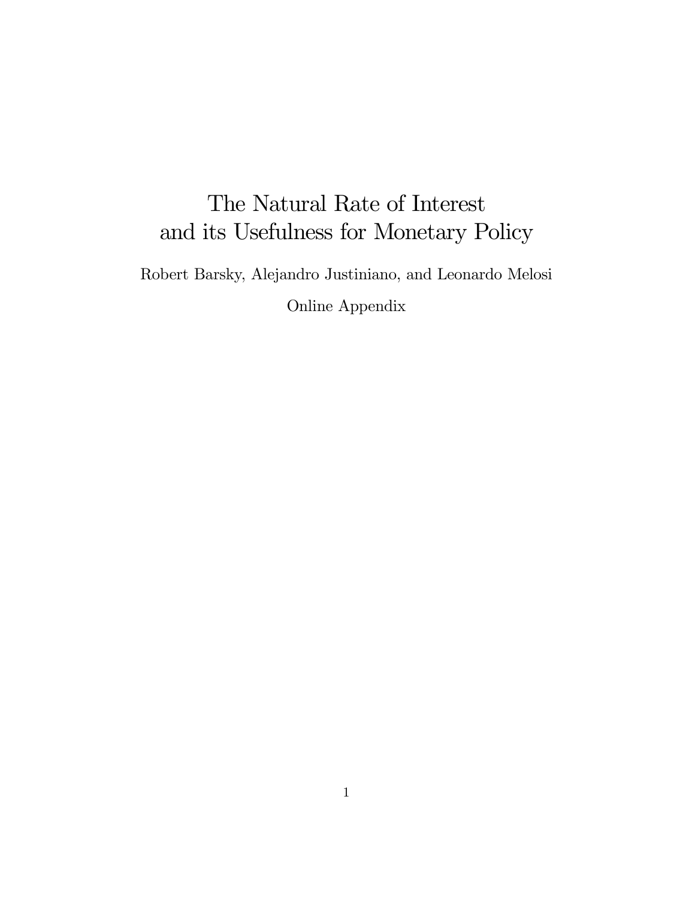# The Natural Rate of Interest and its Usefulness for Monetary Policy

Robert Barsky, Alejandro Justiniano, and Leonardo Melosi

Online Appendix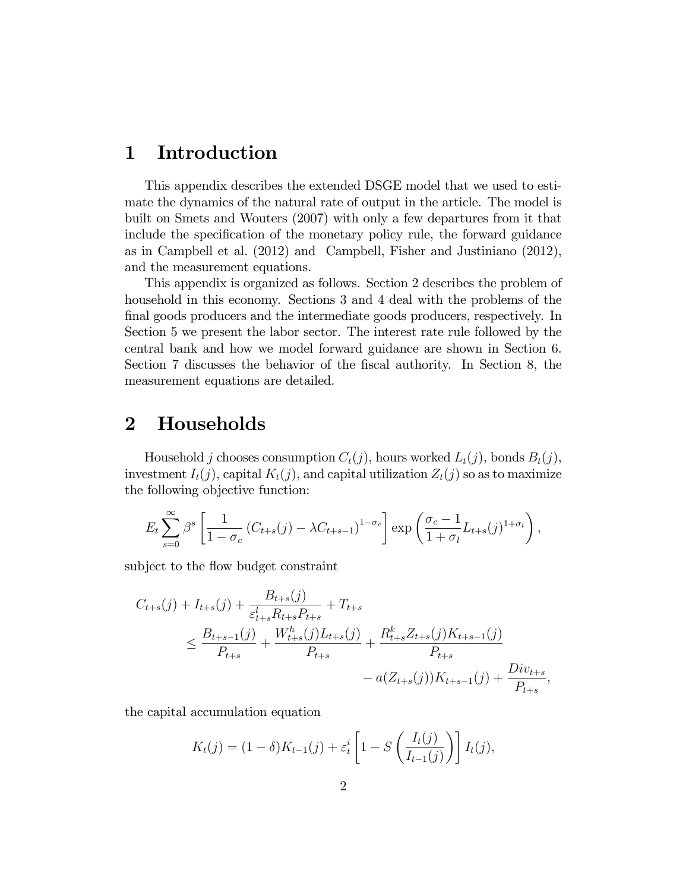# 1 Introduction

This appendix describes the extended DSGE model that we used to estimate the dynamics of the natural rate of output in the article. The model is built on Smets and Wouters (2007) with only a few departures from it that include the specification of the monetary policy rule, the forward guidance as in Campbell et al. (2012) and Campbell, Fisher and Justiniano (2012), and the measurement equations.

This appendix is organized as follows. Section 2 describes the problem of household in this economy. Sections 3 and 4 deal with the problems of the final goods producers and the intermediate goods producers, respectively. In Section 5 we present the labor sector. The interest rate rule followed by the central bank and how we model forward guidance are shown in Section 6. Section 7 discusses the behavior of the fiscal authority. In Section 8, the measurement equations are detailed.

# 2 Households

Household $j$ chooses consumption $C_t(j)$, hours worked $L_t(j)$, bonds $B_t(j)$, investment $I_t(j)$, capital $K_t(j)$, and capital utilization $Z_t(j)$ so as to maximize the following objective function:

$$E_t \sum_{s=0}^{\infty} \beta^s \left[ \frac{1}{1-\sigma_c} \left( C_{t+s}(j) - \lambda C_{t+s-1} \right)^{1-\sigma_c} \right] \exp\left( \frac{\sigma_c - 1}{1+\sigma_l} L_{t+s}(j)^{1+\sigma_l} \right),$$

subject to the flow budget constraint

$$\begin{aligned} C_{t+s}(j) + I_{t+s}(j) + \frac{B_{t+s}(j)}{\varepsilon^l_{t+s} R_{t+s} P_{t+s}} + T_{t+s} \\ \leq \frac{B_{t+s-1}(j)}{P_{t+s}} + \frac{W^h_{t+s}(j) L_{t+s}(j)}{P_{t+s}} + \frac{R^k_{t+s} Z_{t+s}(j) K_{t+s-1}(j)}{P_{t+s}} \\ - a(Z_{t+s}(j)) K_{t+s-1}(j) + \frac{Div_{t+s}}{P_{t+s}}, \end{aligned}$$

the capital accumulation equation

$$K_t(j) = (1-\delta) K_{t-1}(j) + \varepsilon^i_t \left[ 1 - S\left( \frac{I_t(j)}{I_{t-1}(j)} \right) \right] I_t(j),$$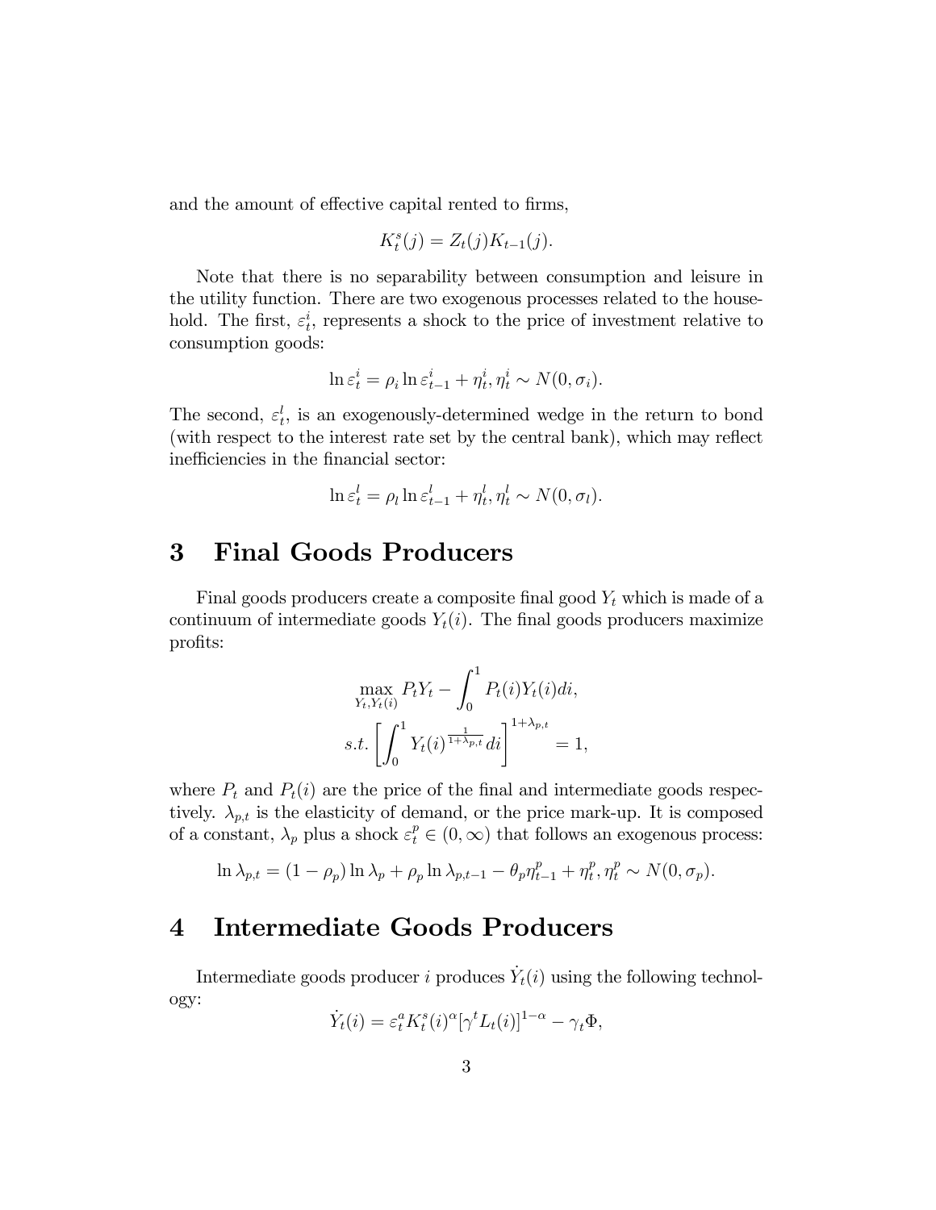and the amount of effective capital rented to firms,

$$K_t^s(j) = Z_t(j)K_{t-1}(j).$$

Note that there is no separability between consumption and leisure in the utility function. There are two exogenous processes related to the household. The first, $\varepsilon_t^i$, represents a shock to the price of investment relative to consumption goods:

$$\ln \varepsilon_t^i = \rho_i \ln \varepsilon_{t-1}^i + \eta_t^i, \eta_t^i \sim N(0, \sigma_i).$$

The second, $\varepsilon_t^l$, is an exogenously-determined wedge in the return to bond (with respect to the interest rate set by the central bank), which may reflect inefficiencies in the financial sector:

$$\ln \varepsilon_t^l = \rho_l \ln \varepsilon_{t-1}^l + \eta_t^l, \eta_t^l \sim N(0, \sigma_l).$$

# 3 Final Goods Producers

Final goods producers create a composite final good $Y_t$ which is made of a continuum of intermediate goods $Y_t(i)$. The final goods producers maximize profits:

$$\max_{Y_t, Y_t(i)} P_t Y_t - \int_0^1 P_t(i) Y_t(i) di,$$
$$s.t. \left[\int_0^1 Y_t(i)^{\frac{1}{1+\lambda_{p,t}}} di\right]^{1+\lambda_{p,t}} = 1,$$

where $P_t$ and $P_t(i)$ are the price of the final and intermediate goods respectively. $\lambda_{p,t}$ is the elasticity of demand, or the price mark-up. It is composed of a constant, $\lambda_p$ plus a shock $\varepsilon_t^p \in (0, \infty)$ that follows an exogenous process:

$$\ln \lambda_{p,t} = (1 - \rho_p) \ln \lambda_p + \rho_p \ln \lambda_{p,t-1} - \theta_p \eta_{t-1}^p + \eta_t^p, \eta_t^p \sim N(0, \sigma_p).$$

# 4 Intermediate Goods Producers

Intermediate goods producer $i$ produces $\dot{Y}_t(i)$ using the following technology:

$$\dot{Y}_t(i) = \varepsilon_t^a K_t^s(i)^\alpha [\gamma^t L_t(i)]^{1-\alpha} - \gamma_t \Phi,$$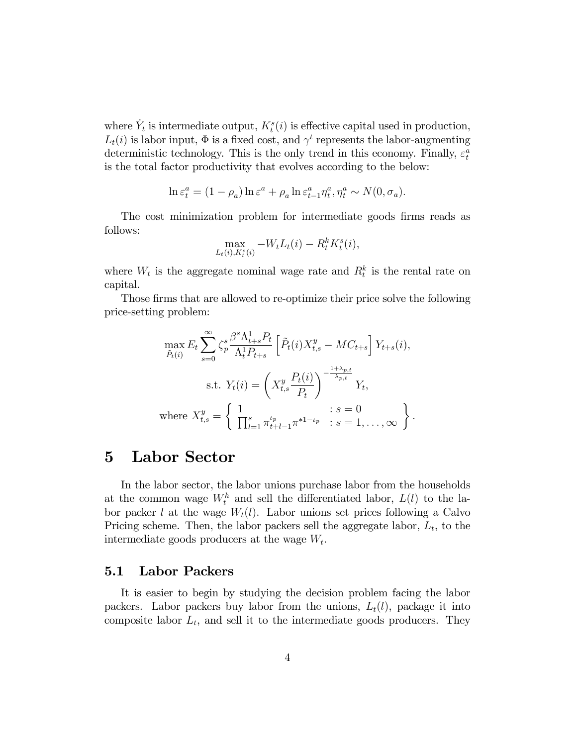where $\dot{Y}_t$ is intermediate output, $K_t^s(i)$ is effective capital used in production, $L_t(i)$ is labor input, $\Phi$ is a fixed cost, and $\gamma^t$ represents the labor-augmenting deterministic technology. This is the only trend in this economy. Finally, $\varepsilon_t^a$ is the total factor productivity that evolves according to the below:

$$\ln \varepsilon_t^a = (1 - \rho_a) \ln \varepsilon^a + \rho_a \ln \varepsilon_{t-1}^a \eta_t^a, \eta_t^a \sim N(0, \sigma_a).$$

The cost minimization problem for intermediate goods firms reads as follows:

$$\max_{L_t(i), K_t^s(i)} -W_t L_t(i) - R_t^k K_t^s(i),$$

where $W_t$ is the aggregate nominal wage rate and $R_t^k$ is the rental rate on capital.

Those firms that are allowed to re-optimize their price solve the following price-setting problem:

$$\max_{\tilde{P}_t(i)} E_t \sum_{s=0}^{\infty} \zeta_p^s \frac{\beta^s \Lambda_{t+s}^1 P_t}{\Lambda_t^1 P_{t+s}} \left[ \tilde{P}_t(i) X_{t,s}^y - MC_{t+s} \right] Y_{t+s}(i),$$

$$\text{s.t. } Y_t(i) = \left( X_{t,s}^y \frac{P_t(i)}{P_t} \right)^{-\frac{1+\lambda_{p,t}}{\lambda_{p,t}}} Y_t,$$

$$\text{where } X_{t,s}^y = \left\{ \begin{array}{ll} 1 & : s = 0 \\ \prod_{l=1}^{s} \pi_{t+l-1}^{\iota_p} \pi^{*1-\iota_p} & : s = 1, \ldots, \infty \end{array} \right\}.$$

# 5 Labor Sector

In the labor sector, the labor unions purchase labor from the households at the common wage $W_t^h$ and sell the differentiated labor, $L(l)$ to the labor packer $l$ at the wage $W_t(l)$. Labor unions set prices following a Calvo Pricing scheme. Then, the labor packers sell the aggregate labor, $L_t$, to the intermediate goods producers at the wage $W_t$.

## 5.1 Labor Packers

It is easier to begin by studying the decision problem facing the labor packers. Labor packers buy labor from the unions, $L_t(l)$, package it into composite labor $L_t$, and sell it to the intermediate goods producers. They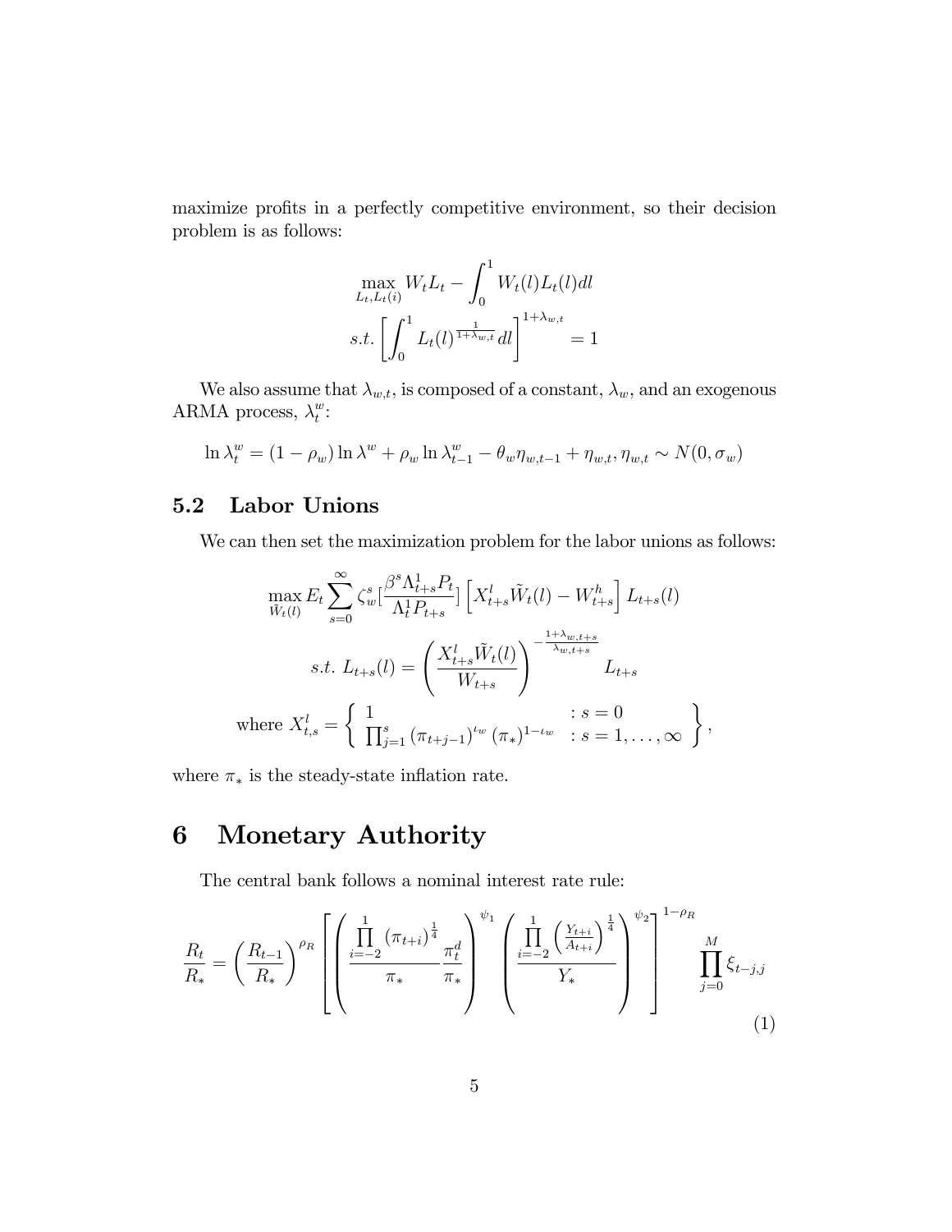maximize profits in a perfectly competitive environment, so their decision problem is as follows:

$$\max_{L_t, L_t(i)} W_t L_t - \int_0^1 W_t(l) L_t(l) dl$$
$$s.t. \left[\int_0^1 L_t(l)^{\frac{1}{1+\lambda_{w,t}}} dl\right]^{1+\lambda_{w,t}} = 1$$

We also assume that $\lambda_{w,t}$, is composed of a constant, $\lambda_w$, and an exogenous ARMA process, $\lambda_t^w$:

$$\ln \lambda_t^w = (1-\rho_w)\ln \lambda^w + \rho_w \ln \lambda_{t-1}^w - \theta_w \eta_{w,t-1} + \eta_{w,t}, \eta_{w,t} \sim N(0, \sigma_w)$$

## 5.2 Labor Unions

We can then set the maximization problem for the labor unions as follows:

$$\max_{\tilde{W}_t(l)} E_t \sum_{s=0}^{\infty} \zeta_w^s \left[\frac{\beta^s \Lambda_{t+s}^1 P_t}{\Lambda_t^1 P_{t+s}}\right] \left[X_{t+s}^l \tilde{W}_t(l) - W_{t+s}^h\right] L_{t+s}(l)$$
$$s.t.\ L_{t+s}(l) = \left(\frac{X_{t+s}^l \tilde{W}_t(l)}{W_{t+s}}\right)^{-\frac{1+\lambda_{w,t+s}}{\lambda_{w,t+s}}} L_{t+s}$$
$$\text{where } X_{t,s}^l = \left\{ \begin{array}{ll} 1 & : s = 0 \\ \prod_{j=1}^{s} (\pi_{t+j-1})^{\iota_w} (\pi_*)^{1-\iota_w} & : s = 1, \ldots, \infty \end{array} \right\},$$

where $\pi_*$ is the steady-state inflation rate.

# 6 Monetary Authority

The central bank follows a nominal interest rate rule:

$$\frac{R_t}{R_*} = \left(\frac{R_{t-1}}{R_*}\right)^{\rho_R} \left[\left(\frac{\prod_{i=-2}^{1} (\pi_{t+i})^{\frac{1}{4}}}{\pi_*} \frac{\pi_t^d}{\pi_*}\right)^{\psi_1} \left(\frac{\prod_{i=-2}^{1} \left(\frac{Y_{t+i}}{A_{t+i}}\right)^{\frac{1}{4}}}{Y_*}\right)^{\psi_2}\right]^{1-\rho_R} \prod_{j=0}^{M} \xi_{t-j,j} \tag{1}$$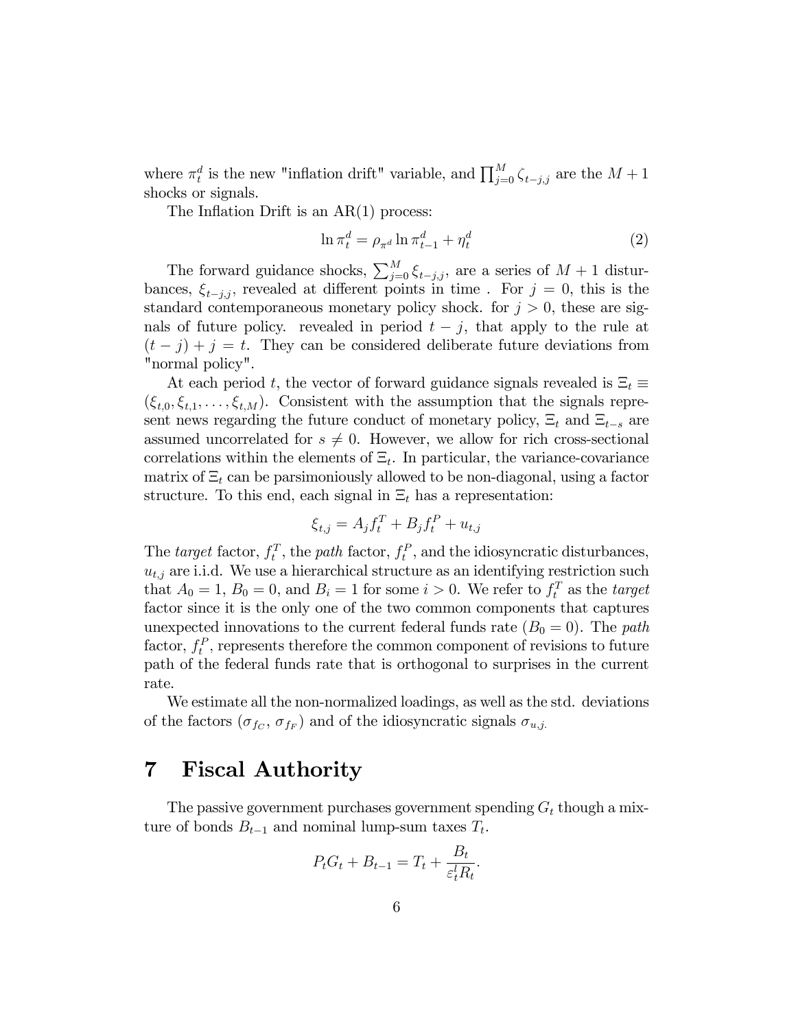where $\pi_t^d$ is the new "inflation drift" variable, and $\prod_{j=0}^{M} \zeta_{t-j,j}$ are the $M+1$ shocks or signals.

The Inflation Drift is an AR(1) process:

$$\ln \pi_t^d = \rho_{\pi^d} \ln \pi_{t-1}^d + \eta_t^d \tag{2}$$

The forward guidance shocks, $\sum_{j=0}^{M} \xi_{t-j,j}$, are a series of $M+1$ disturbances, $\xi_{t-j,j}$, revealed at different points in time . For $j=0$, this is the standard contemporaneous monetary policy shock. for $j>0$, these are signals of future policy. revealed in period $t-j$, that apply to the rule at $(t-j)+j=t$. They can be considered deliberate future deviations from "normal policy".

At each period $t$, the vector of forward guidance signals revealed is $\Xi_t \equiv (\xi_{t,0}, \xi_{t,1}, \ldots, \xi_{t,M})$. Consistent with the assumption that the signals represent news regarding the future conduct of monetary policy, $\Xi_t$ and $\Xi_{t-s}$ are assumed uncorrelated for $s \neq 0$. However, we allow for rich cross-sectional correlations within the elements of $\Xi_t$. In particular, the variance-covariance matrix of $\Xi_t$ can be parsimoniously allowed to be non-diagonal, using a factor structure. To this end, each signal in $\Xi_t$ has a representation:

$$\xi_{t,j} = A_j f_t^T + B_j f_t^P + u_{t,j}$$

The *target* factor, $f_t^T$, the *path* factor, $f_t^P$, and the idiosyncratic disturbances, $u_{t,j}$ are i.i.d. We use a hierarchical structure as an identifying restriction such that $A_0 = 1$, $B_0 = 0$, and $B_i = 1$ for some $i > 0$. We refer to $f_t^T$ as the *target* factor since it is the only one of the two common components that captures unexpected innovations to the current federal funds rate ($B_0 = 0$). The *path* factor, $f_t^P$, represents therefore the common component of revisions to future path of the federal funds rate that is orthogonal to surprises in the current rate.

We estimate all the non-normalized loadings, as well as the std. deviations of the factors ($\sigma_{f_C}$, $\sigma_{f_F}$) and of the idiosyncratic signals $\sigma_{u,j}$.

# 7 Fiscal Authority

The passive government purchases government spending $G_t$ though a mixture of bonds $B_{t-1}$ and nominal lump-sum taxes $T_t$.

$$P_t G_t + B_{t-1} = T_t + \frac{B_t}{\varepsilon_t^l R_t}.$$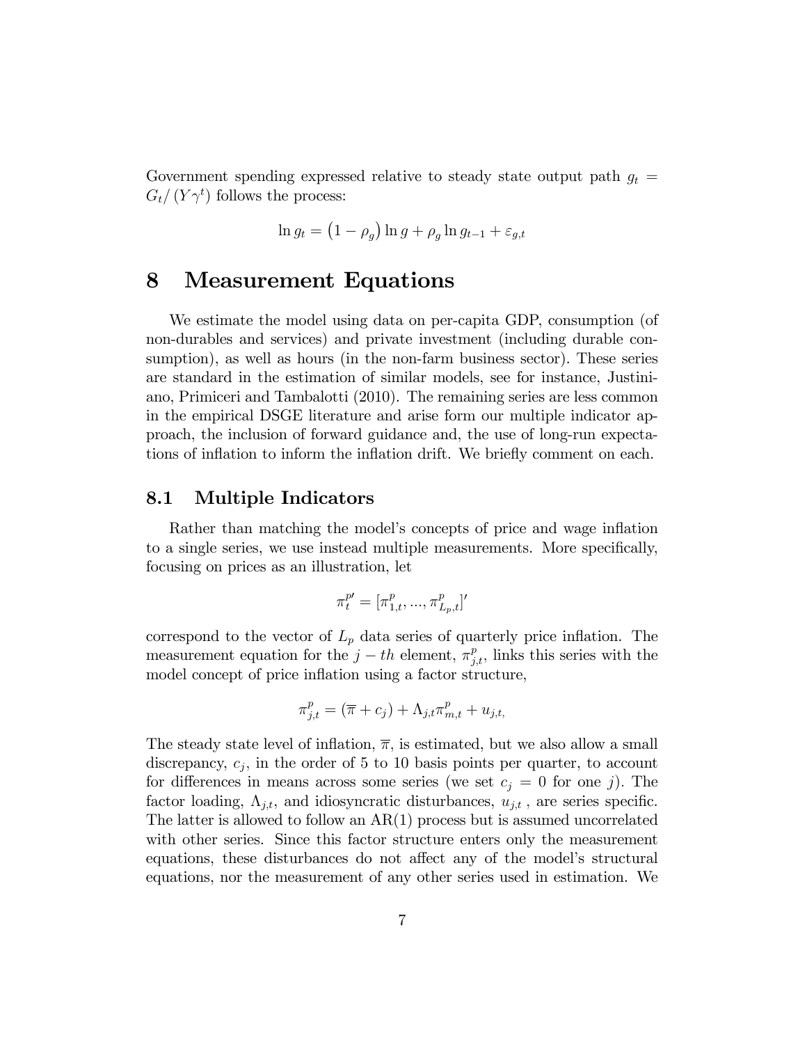Government spending expressed relative to steady state output path $g_t = G_t/(Y\gamma^t)$ follows the process:

$$\ln g_t = \left(1 - \rho_g\right) \ln g + \rho_g \ln g_{t-1} + \varepsilon_{g,t}$$

# 8 Measurement Equations

We estimate the model using data on per-capita GDP, consumption (of non-durables and services) and private investment (including durable consumption), as well as hours (in the non-farm business sector). These series are standard in the estimation of similar models, see for instance, Justiniano, Primiceri and Tambalotti (2010). The remaining series are less common in the empirical DSGE literature and arise form our multiple indicator approach, the inclusion of forward guidance and, the use of long-run expectations of inflation to inform the inflation drift. We briefly comment on each.

## 8.1 Multiple Indicators

Rather than matching the model's concepts of price and wage inflation to a single series, we use instead multiple measurements. More specifically, focusing on prices as an illustration, let

$$\pi_t^{p\prime} = [\pi_{1,t}^p, ..., \pi_{L_p,t}^p]'$$

correspond to the vector of $L_p$ data series of quarterly price inflation. The measurement equation for the $j-th$ element, $\pi_{j,t}^p$, links this series with the model concept of price inflation using a factor structure,

$$\pi_{j,t}^p = (\overline{\pi} + c_j) + \Lambda_{j,t}\pi_{m,t}^p + u_{j,t},$$

The steady state level of inflation, $\overline{\pi}$, is estimated, but we also allow a small discrepancy, $c_j$, in the order of 5 to 10 basis points per quarter, to account for differences in means across some series (we set $c_j = 0$ for one $j$). The factor loading, $\Lambda_{j,t}$, and idiosyncratic disturbances, $u_{j,t}$ , are series specific. The latter is allowed to follow an AR(1) process but is assumed uncorrelated with other series. Since this factor structure enters only the measurement equations, these disturbances do not affect any of the model's structural equations, nor the measurement of any other series used in estimation. We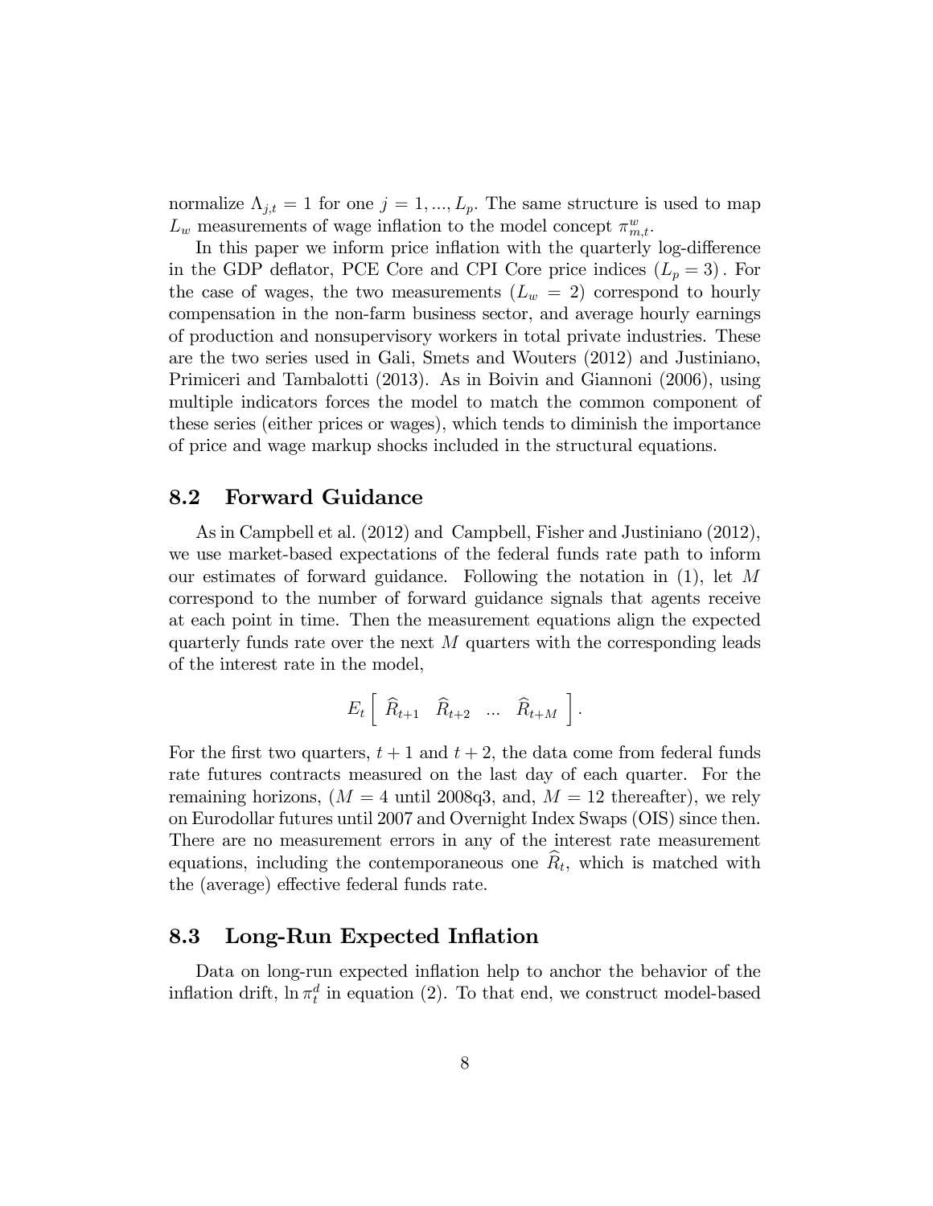normalize $\Lambda_{j,t} = 1$ for one $j = 1, ..., L_p$. The same structure is used to map $L_w$ measurements of wage inflation to the model concept $\pi^w_{m,t}$.

In this paper we inform price inflation with the quarterly log-difference in the GDP deflator, PCE Core and CPI Core price indices $(L_p = 3)$. For the case of wages, the two measurements $(L_w = 2)$ correspond to hourly compensation in the non-farm business sector, and average hourly earnings of production and nonsupervisory workers in total private industries. These are the two series used in Gali, Smets and Wouters (2012) and Justiniano, Primiceri and Tambalotti (2013). As in Boivin and Giannoni (2006), using multiple indicators forces the model to match the common component of these series (either prices or wages), which tends to diminish the importance of price and wage markup shocks included in the structural equations.

## 8.2 Forward Guidance

As in Campbell et al. (2012) and Campbell, Fisher and Justiniano (2012), we use market-based expectations of the federal funds rate path to inform our estimates of forward guidance. Following the notation in (1), let $M$ correspond to the number of forward guidance signals that agents receive at each point in time. Then the measurement equations align the expected quarterly funds rate over the next $M$ quarters with the corresponding leads of the interest rate in the model,

$$E_t \left[ \begin{array}{cccc} \widehat{R}_{t+1} & \widehat{R}_{t+2} & ... & \widehat{R}_{t+M} \end{array} \right].$$

For the first two quarters, $t+1$ and $t+2$, the data come from federal funds rate futures contracts measured on the last day of each quarter. For the remaining horizons, ($M = 4$ until 2008q3, and, $M = 12$ thereafter), we rely on Eurodollar futures until 2007 and Overnight Index Swaps (OIS) since then. There are no measurement errors in any of the interest rate measurement equations, including the contemporaneous one $\widehat{R}_t$, which is matched with the (average) effective federal funds rate.

## 8.3 Long-Run Expected Inflation

Data on long-run expected inflation help to anchor the behavior of the inflation drift, $\ln \pi^d_t$ in equation (2). To that end, we construct model-based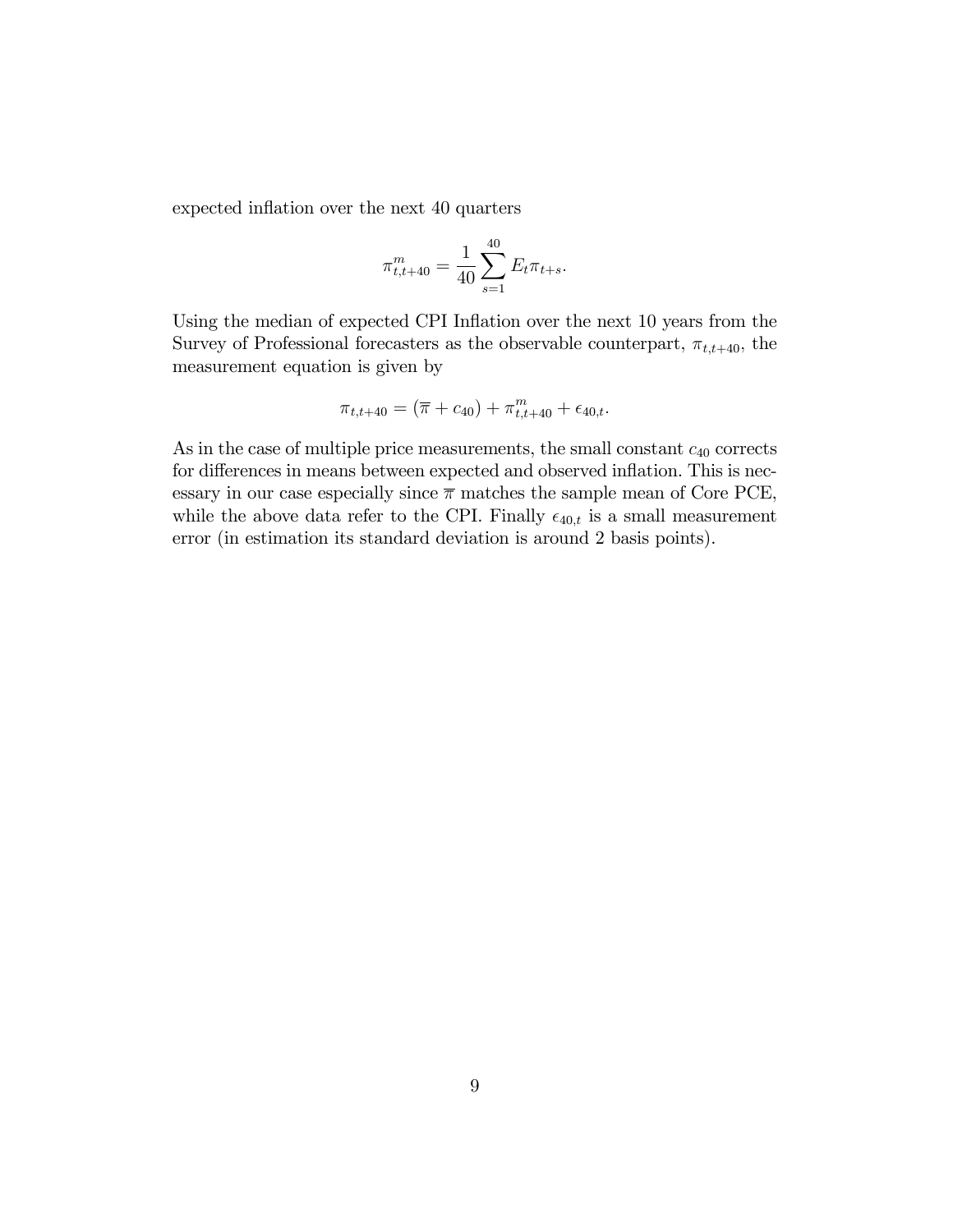expected inflation over the next 40 quarters

$$\pi^m_{t,t+40} = \frac{1}{40}\sum_{s=1}^{40} E_t \pi_{t+s}.$$

Using the median of expected CPI Inflation over the next 10 years from the Survey of Professional forecasters as the observable counterpart, $\pi_{t,t+40}$, the measurement equation is given by

$$\pi_{t,t+40} = (\overline{\pi} + c_{40}) + \pi^m_{t,t+40} + \epsilon_{40,t}.$$

As in the case of multiple price measurements, the small constant $c_{40}$ corrects for differences in means between expected and observed inflation. This is necessary in our case especially since $\overline{\pi}$ matches the sample mean of Core PCE, while the above data refer to the CPI. Finally $\epsilon_{40,t}$ is a small measurement error (in estimation its standard deviation is around 2 basis points).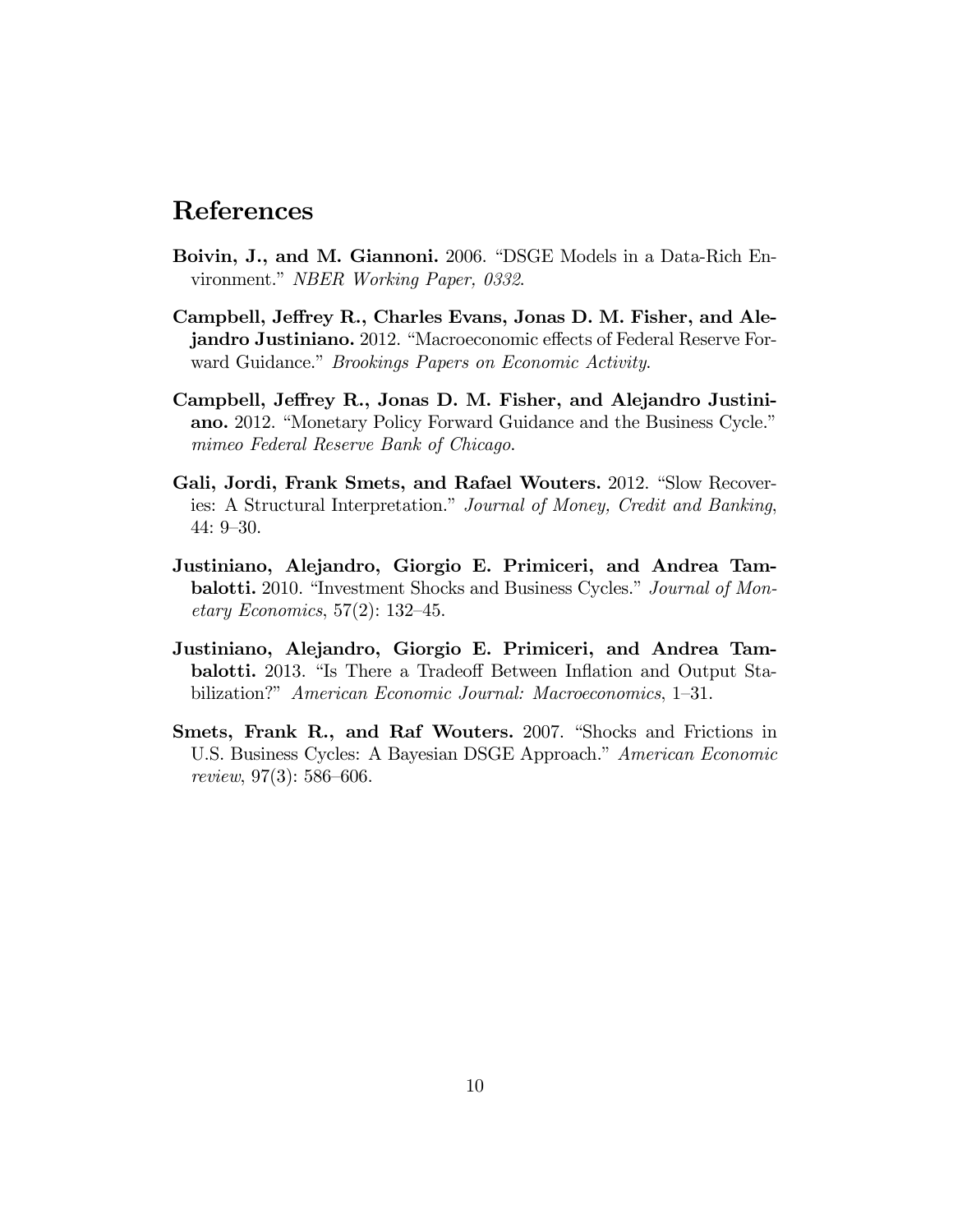# References

**Boivin, J., and M. Giannoni.** 2006. "DSGE Models in a Data-Rich Environment." *NBER Working Paper, 0332*.

**Campbell, Jeffrey R., Charles Evans, Jonas D. M. Fisher, and Alejandro Justiniano.** 2012. "Macroeconomic effects of Federal Reserve Forward Guidance." *Brookings Papers on Economic Activity*.

**Campbell, Jeffrey R., Jonas D. M. Fisher, and Alejandro Justiniano.** 2012. "Monetary Policy Forward Guidance and the Business Cycle." *mimeo Federal Reserve Bank of Chicago*.

**Gali, Jordi, Frank Smets, and Rafael Wouters.** 2012. "Slow Recoveries: A Structural Interpretation." *Journal of Money, Credit and Banking*, 44: 9–30.

**Justiniano, Alejandro, Giorgio E. Primiceri, and Andrea Tambalotti.** 2010. "Investment Shocks and Business Cycles." *Journal of Monetary Economics*, 57(2): 132–45.

**Justiniano, Alejandro, Giorgio E. Primiceri, and Andrea Tambalotti.** 2013. "Is There a Tradeoff Between Inflation and Output Stabilization?" *American Economic Journal: Macroeconomics*, 1–31.

**Smets, Frank R., and Raf Wouters.** 2007. "Shocks and Frictions in U.S. Business Cycles: A Bayesian DSGE Approach." *American Economic review*, 97(3): 586–606.